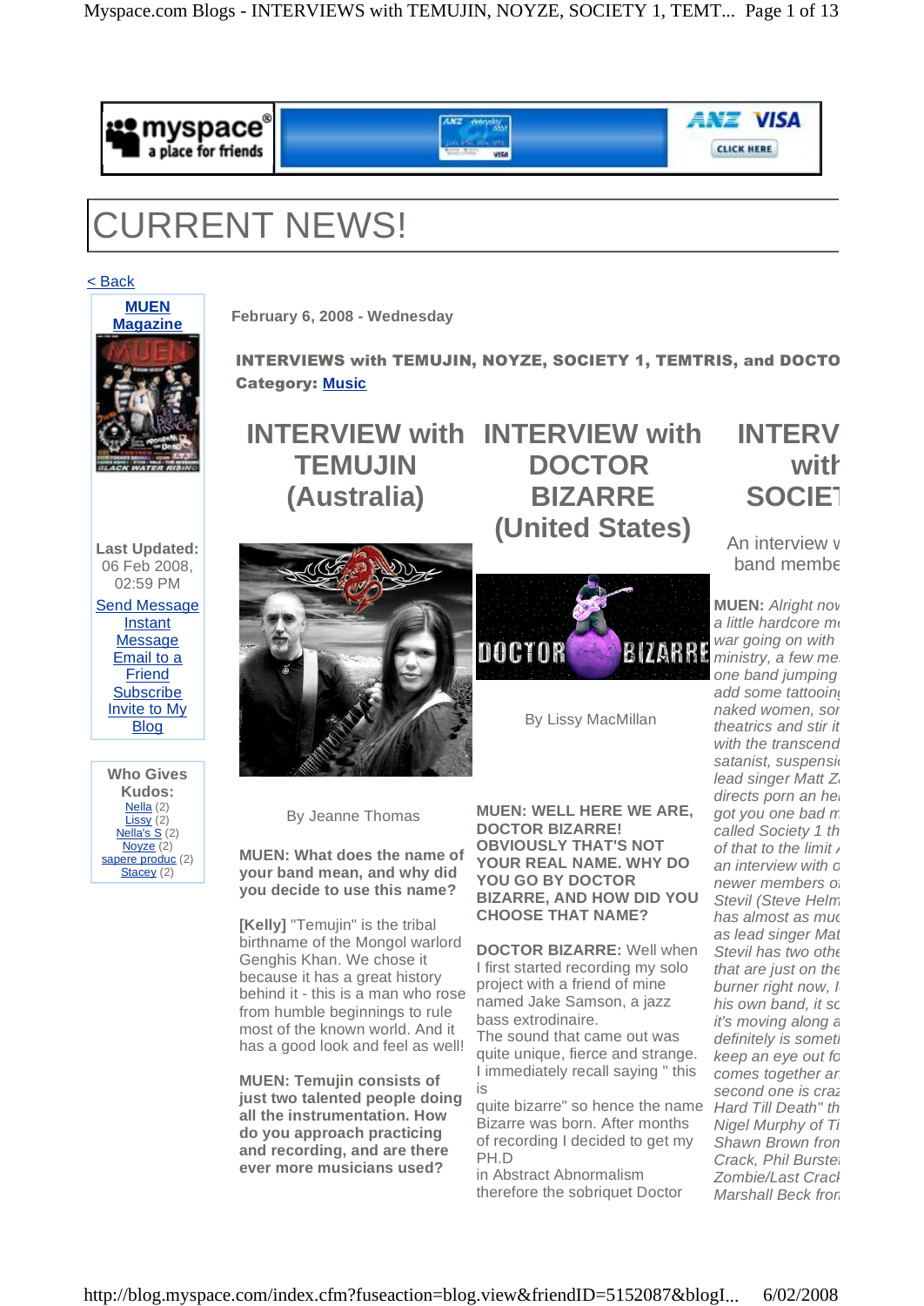# CURRENT NEWS!

< Back

**MUEN Magazine**

Last Updated: 06 Feb 2008, 02:59 PM

Send Message
Instant Message
Email to a Friend
Subscribe
Invite to My Blog

Who Gives Kudos:
Nella (2)
Lissy (2)
Nella's S (2)
Noyze (2)
sapere produc (2)
Stacey (2)

February 6, 2008 - Wednesday

**INTERVIEWS with TEMUJIN, NOYZE, SOCIETY 1, TEMTRIS, and DOCTO**
**Category: Music**

## INTERVIEW with TEMUJIN (Australia)

By Jeanne Thomas

**MUEN: What does the name of your band mean, and why did you decide to use this name?**

**[Kelly]** "Temujin" is the tribal birthname of the Mongol warlord Genghis Khan. We chose it because it has a great history behind it - this is a man who rose from humble beginnings to rule most of the known world. And it has a good look and feel as well!

**MUEN: Temujin consists of just two talented people doing all the instrumentation. How do you approach practicing and recording, and are there ever more musicians used?**

## INTERVIEW with DOCTOR BIZARRE (United States)

By Lissy MacMillan

**MUEN: WELL HERE WE ARE, DOCTOR BIZARRE! OBVIOUSLY THAT'S NOT YOUR REAL NAME. WHY DO YOU GO BY DOCTOR BIZARRE, AND HOW DID YOU CHOOSE THAT NAME?**

**DOCTOR BIZARRE:** Well when I first started recording my solo project with a friend of mine named Jake Samson, a jazz bass extrodinaire.
The sound that came out was quite unique, fierce and strange. I immediately recall saying " this is
quite bizarre" so hence the name Bizarre was born. After months of recording I decided to get my PH.D
in Abstract Abnormalism therefore the sobriquet Doctor

## INTERV with SOCIET

An interview w band membe

**MUEN:** *Alright nov a little hardcore m war going on with ministry, a few me one band jumping add some tattooin naked women, sor theatrics and stir it with the transcend satanist, suspensi lead singer Matt Z directs porn an he got you one bad m called Society 1 th of that to the limit an interview with o newer members o Stevil (Steve Helm has almost as muc as lead singer Mat Stevil has two othe that are just on the burner right now, I his own band, it sc it's moving along a definitely is someti keep an eye out fo comes together ar second one is craz Hard Till Death" th Nigel Murphy of Ti Shawn Brown fron Crack, Phil Burste Zombie/Last Crack Marshall Beck fror*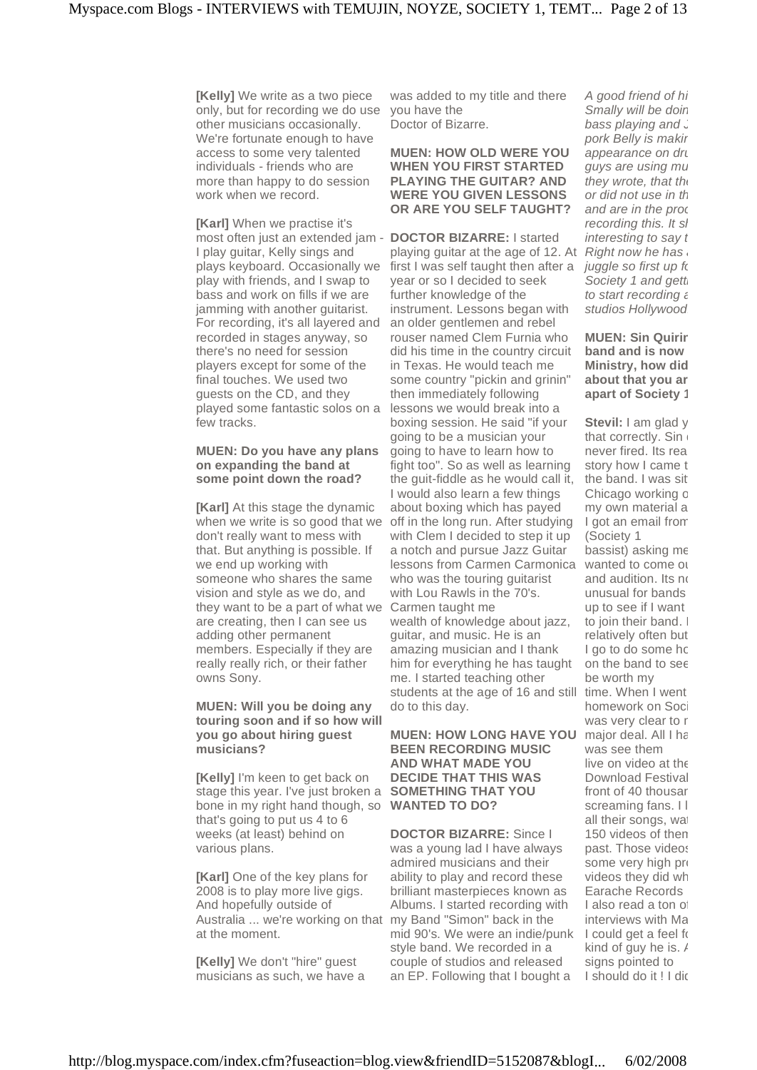**[Kelly]** We write as a two piece only, but for recording we do use other musicians occasionally. We're fortunate enough to have access to some very talented individuals - friends who are more than happy to do session work when we record.

**[Karl]** When we practise it's most often just an extended jam - I play guitar, Kelly sings and plays keyboard. Occasionally we play with friends, and I swap to bass and work on fills if we are jamming with another guitarist. For recording, it's all layered and recorded in stages anyway, so there's no need for session players except for some of the final touches. We used two guests on the CD, and they played some fantastic solos on a few tracks.

**MUEN: Do you have any plans on expanding the band at some point down the road?**

**[Karl]** At this stage the dynamic when we write is so good that we don't really want to mess with that. But anything is possible. If we end up working with someone who shares the same vision and style as we do, and they want to be a part of what we are creating, then I can see us adding other permanent members. Especially if they are really really rich, or their father owns Sony.

**MUEN: Will you be doing any touring soon and if so how will you go about hiring guest musicians?**

**[Kelly]** I'm keen to get back on stage this year. I've just broken a bone in my right hand though, so that's going to put us 4 to 6 weeks (at least) behind on various plans.

**[Karl]** One of the key plans for 2008 is to play more live gigs. And hopefully outside of Australia ... we're working on that at the moment.

**[Kelly]** We don't "hire" guest musicians as such, we have a

was added to my title and there you have the Doctor of Bizarre.

**MUEN: HOW OLD WERE YOU WHEN YOU FIRST STARTED PLAYING THE GUITAR? AND WERE YOU GIVEN LESSONS OR ARE YOU SELF TAUGHT?**

**DOCTOR BIZARRE:** I started playing guitar at the age of 12. At first I was self taught then after a year or so I decided to seek further knowledge of the instrument. Lessons began with an older gentlemen and rebel rouser named Clem Furnia who did his time in the country circuit in Texas. He would teach me some country "pickin and grinin" then immediately following lessons we would break into a boxing session. He said "if your going to be a musician your going to have to learn how to fight too". So as well as learning the guit-fiddle as he would call it, I would also learn a few things about boxing which has payed off in the long run. After studying with Clem I decided to step it up a notch and pursue Jazz Guitar lessons from Carmen Carmonica who was the touring guitarist with Lou Rawls in the 70's. Carmen taught me wealth of knowledge about jazz, guitar, and music. He is an amazing musician and I thank him for everything he has taught me. I started teaching other students at the age of 16 and still do to this day.

**MUEN: HOW LONG HAVE YOU BEEN RECORDING MUSIC AND WHAT MADE YOU DECIDE THAT THIS WAS SOMETHING THAT YOU WANTED TO DO?**

**DOCTOR BIZARRE:** Since I was a young lad I have always admired musicians and their ability to play and record these brilliant masterpieces known as Albums. I started recording with my Band "Simon" back in the mid 90's. We were an indie/punk style band. We recorded in a couple of studios and released an EP. Following that I bought a

*A good friend of hi Smally will be doin bass playing and J pork Belly is makir appearance on dru guys are using mu they wrote, that the or did not use in th and are in the proc recording this. It sh interesting to say t Right now he has a juggle so first up fo Society 1 and getti to start recording a studios Hollywood*

**MUEN: Sin Quirin band and is now Ministry, how did about that you ar apart of Society 1**

**Stevil:** I am glad y that correctly. Sin never fired. Its rea story how I came t the band. I was sit Chicago working o my own material a I got an email from (Society 1 bassist) asking me wanted to come ou and audition. Its no unusual for bands up to see if I want to join their band. I relatively often but I go to do some ho on the band to see be worth my time. When I went homework on Soci was very clear to r major deal. All I ha was see them live on video at the Download Festival front of 40 thousar screaming fans. I l all their songs, wat 150 videos of them past. Those videos some very high pro videos they did wh Earache Records I also read a ton of interviews with Ma I could get a feel fo kind of guy he is. A signs pointed to I should do it ! I did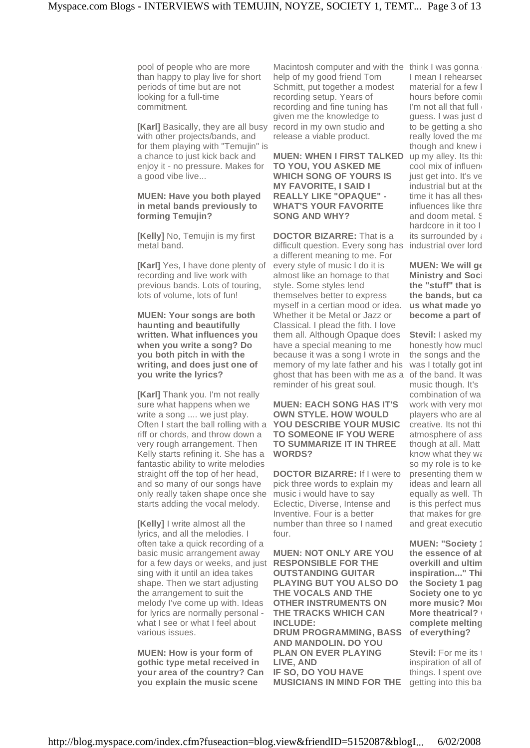pool of people who are more than happy to play live for short periods of time but are not looking for a full-time commitment.

**[Karl]** Basically, they are all busy with other projects/bands, and for them playing with "Temujin" is a chance to just kick back and enjoy it - no pressure. Makes for a good vibe live...

**MUEN: Have you both played in metal bands previously to forming Temujin?**

**[Kelly]** No, Temujin is my first metal band.

**[Karl]** Yes, I have done plenty of recording and live work with previous bands. Lots of touring, lots of volume, lots of fun!

**MUEN: Your songs are both haunting and beautifully written. What influences you when you write a song? Do you both pitch in with the writing, and does just one of you write the lyrics?**

**[Karl]** Thank you. I'm not really sure what happens when we write a song .... we just play. Often I start the ball rolling with a riff or chords, and throw down a very rough arrangement. Then Kelly starts refining it. She has a fantastic ability to write melodies straight off the top of her head, and so many of our songs have only really taken shape once she starts adding the vocal melody.

**[Kelly]** I write almost all the lyrics, and all the melodies. I often take a quick recording of a basic music arrangement away for a few days or weeks, and just sing with it until an idea takes shape. Then we start adjusting the arrangement to suit the melody I've come up with. Ideas for lyrics are normally personal - what I see or what I feel about various issues.

**MUEN: How is your form of gothic type metal received in your area of the country? Can you explain the music scene**

Macintosh computer and with the help of my good friend Tom Schmitt, put together a modest recording setup. Years of recording and fine tuning has given me the knowledge to record in my own studio and release a viable product.

**MUEN: WHEN I FIRST TALKED TO YOU, YOU ASKED ME WHICH SONG OF YOURS IS MY FAVORITE, I SAID I REALLY LIKE "OPAQUE" - WHAT'S YOUR FAVORITE SONG AND WHY?**

**DOCTOR BIZARRE:** That is a difficult question. Every song has a different meaning to me. For every style of music I do it is almost like an homage to that style. Some styles lend themselves better to express myself in a certian mood or idea. Whether it be Metal or Jazz or Classical. I love them all. I plead the fith. I love them all. Although Opaque does have a special meaning to me because it was a song I wrote in memory of my late father and his ghost that has been with me as a reminder of his great soul.

**MUEN: EACH SONG HAS IT'S OWN STYLE. HOW WOULD YOU DESCRIBE YOUR MUSIC TO SOMEONE IF YOU WERE TO SUMMARIZE IT IN THREE WORDS?**

**DOCTOR BIZARRE:** If I were to pick three words to explain my music i would have to say Eclectic, Diverse, Intense and Inventive. Four is a better number than three so I named four.

**MUEN: NOT ONLY ARE YOU RESPONSIBLE FOR THE OUTSTANDING GUITAR PLAYING BUT YOU ALSO DO THE VOCALS AND THE OTHER INSTRUMENTS ON THE TRACKS WHICH CAN INCLUDE: DRUM PROGRAMMING, BASS AND MANDOLIN. DO YOU PLAN ON EVER PLAYING LIVE, AND IF SO, DO YOU HAVE MUSICIANS IN MIND FOR THE**

think I was gonna
I mean I rehearsed
material for a few l
hours before comi
I'm not all that full
guess. I was just d
to be getting a sho
really loved the ma
though and knew i
up my alley. Its thi
cool mix of influen
just get into. It's ve
industrial but at the
time it has all these
influences like thra
and doom metal. S
hardcore in it too I
its surrounded by a
industrial over lord

**MUEN: We will ge**
**Ministry and Soci**
**the "stuff" that is**
**the bands, but ca**
**us what made yo**
**become a part of**

**Stevil:** I asked my
honestly how much
the songs and the
was I totally got int
of the band. It was
music though. It's
combination of wa
work with very mot
players who are al
creative. Its not thi
atmosphere of ass
though at all. Matt
know what they wa
so my role is to ke
presenting them w
ideas and learn all
equally as well. Th
is this perfect mus
that makes for gre
and great executio

**MUEN: "Society 1**
**the essence of ab**
**overkill and ultim**
**inspiration..." Thi**
**the Society 1 pag**
**Society one to yo**
**more music? Mor**
**More theatrical?**
**complete melting**
**of everything?**

**Stevil:** For me its
inspiration of all of
things. I spent ove
getting into this ba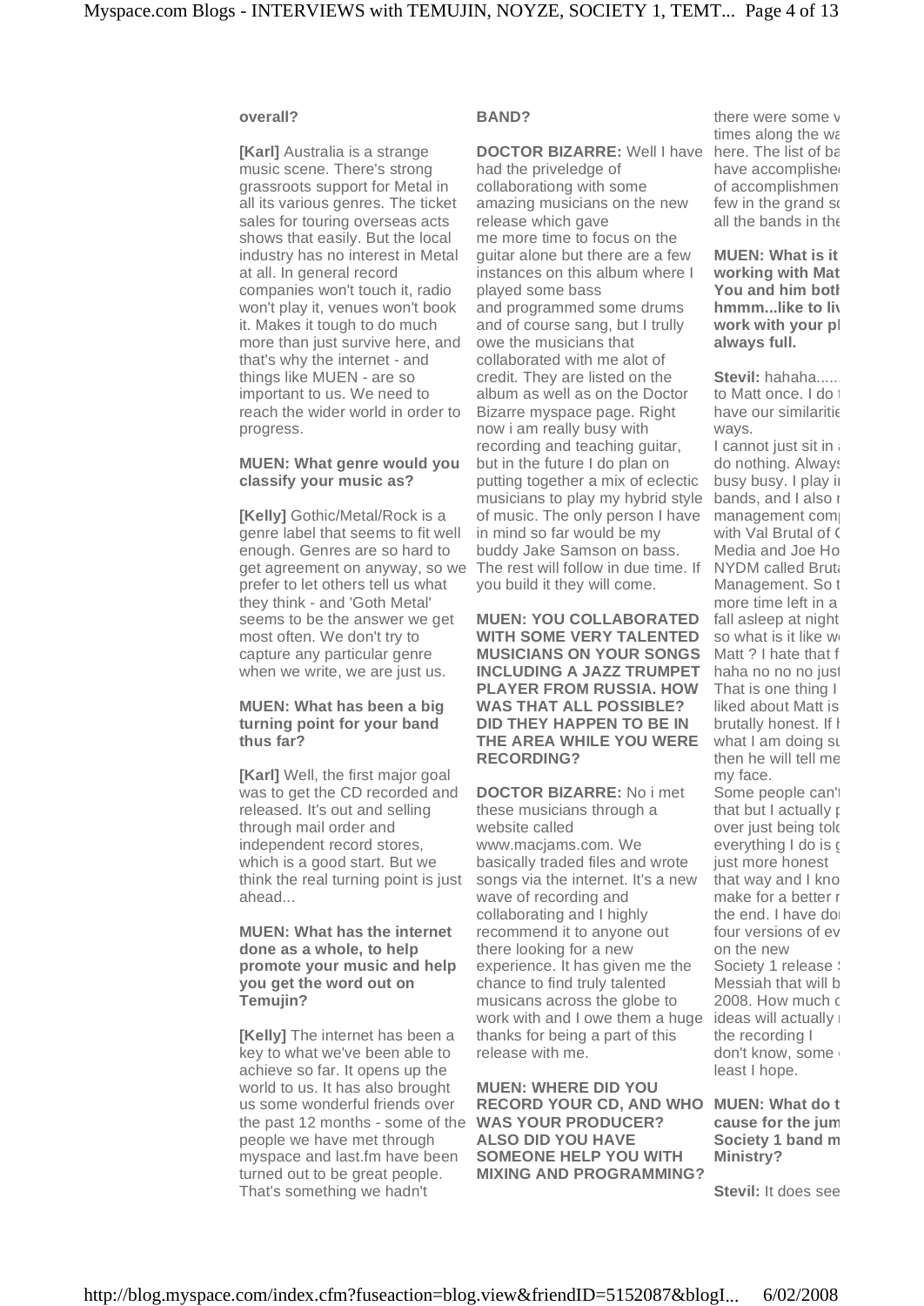**overall?**

**[Karl]** Australia is a strange music scene. There's strong grassroots support for Metal in all its various genres. The ticket sales for touring overseas acts shows that easily. But the local industry has no interest in Metal at all. In general record companies won't touch it, radio won't play it, venues won't book it. Makes it tough to do much more than just survive here, and that's why the internet - and things like MUEN - are so important to us. We need to reach the wider world in order to progress.

**MUEN: What genre would you classify your music as?**

**[Kelly]** Gothic/Metal/Rock is a genre label that seems to fit well enough. Genres are so hard to get agreement on anyway, so we prefer to let others tell us what they think - and 'Goth Metal' seems to be the answer we get most often. We don't try to capture any particular genre when we write, we are just us.

**MUEN: What has been a big turning point for your band thus far?**

**[Karl]** Well, the first major goal was to get the CD recorded and released. It's out and selling through mail order and independent record stores, which is a good start. But we think the real turning point is just ahead...

**MUEN: What has the internet done as a whole, to help promote your music and help you get the word out on Temujin?**

**[Kelly]** The internet has been a key to what we've been able to achieve so far. It opens up the world to us. It has also brought us some wonderful friends over the past 12 months - some of the people we have met through myspace and last.fm have been turned out to be great people. That's something we hadn't

**BAND?**

**DOCTOR BIZARRE:** Well I have had the priveledge of collaborationg with some amazing musicians on the new release which gave me more time to focus on the guitar alone but there are a few instances on this album where I played some bass and programmed some drums and of course sang, but I trully owe the musicians that collaborated with me alot of credit. They are listed on the album as well as on the Doctor Bizarre myspace page. Right now i am really busy with recording and teaching guitar, but in the future I do plan on putting together a mix of eclectic musicians to play my hybrid style of music. The only person I have in mind so far would be my buddy Jake Samson on bass. The rest will follow in due time. If you build it they will come.

**MUEN: YOU COLLABORATED WITH SOME VERY TALENTED MUSICIANS ON YOUR SONGS INCLUDING A JAZZ TRUMPET PLAYER FROM RUSSIA. HOW WAS THAT ALL POSSIBLE? DID THEY HAPPEN TO BE IN THE AREA WHILE YOU WERE RECORDING?**

**DOCTOR BIZARRE:** No i met these musicians through a website called www.macjams.com. We basically traded files and wrote songs via the internet. It's a new wave of recording and collaborating and I highly recommend it to anyone out there looking for a new experience. It has given me the chance to find truly talented musicans across the globe to work with and I owe them a huge thanks for being a part of this release with me.

**MUEN: WHERE DID YOU RECORD YOUR CD, AND WHO WAS YOUR PRODUCER? ALSO DID YOU HAVE SOMEONE HELP YOU WITH MIXING AND PROGRAMMING?**

there were some v times along the wa here. The list of ba have accomplishe of accomplishmen few in the grand s all the bands in the

**MUEN: What is it working with Mat You and him both hmmm...like to li work with your p always full.**

**Stevil:** hahaha..... to Matt once. I do have our similaritie ways.
I cannot just sit in do nothing. Always busy busy. I play i bands, and I also management com with Val Brutal of Media and Joe Ho NYDM called Brut Management. So t more time left in a fall asleep at night so what is it like w Matt ? I hate that f haha no no no just That is one thing I liked about Matt is brutally honest. If h what I am doing su then he will tell me my face.
Some people can't that but I actually p over just being tol everything I do is just more honest that way and I kno make for a better r the end. I have do four versions of ev on the new Society 1 release Messiah that will b 2008. How much ideas will actually the recording I don't know, some least I hope.

**MUEN: What do t cause for the jum Society 1 band m Ministry?**

**Stevil:** It does see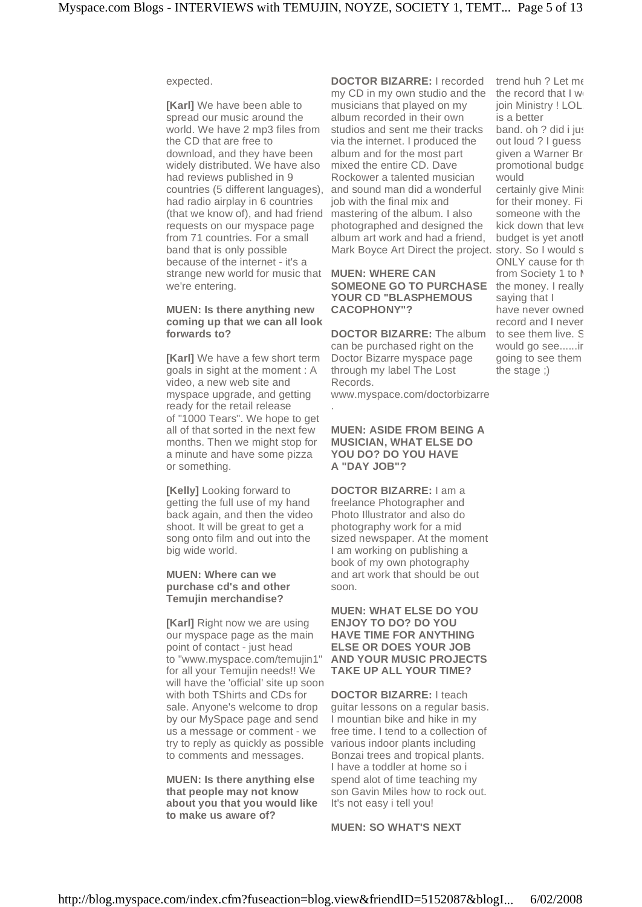expected.

**[Karl]** We have been able to spread our music around the world. We have 2 mp3 files from the CD that are free to download, and they have been widely distributed. We have also had reviews published in 9 countries (5 different languages), had radio airplay in 6 countries (that we know of), and had friend requests on our myspace page from 71 countries. For a small band that is only possible because of the internet - it's a strange new world for music that we're entering.

**MUEN: Is there anything new coming up that we can all look forwards to?**

**[Karl]** We have a few short term goals in sight at the moment : A video, a new web site and myspace upgrade, and getting ready for the retail release of "1000 Tears". We hope to get all of that sorted in the next few months. Then we might stop for a minute and have some pizza or something.

**[Kelly]** Looking forward to getting the full use of my hand back again, and then the video shoot. It will be great to get a song onto film and out into the big wide world.

**MUEN: Where can we purchase cd's and other Temujin merchandise?**

**[Karl]** Right now we are using our myspace page as the main point of contact - just head to "www.myspace.com/temujin1" for all your Temujin needs!! We will have the 'official' site up soon with both TShirts and CDs for sale. Anyone's welcome to drop by our MySpace page and send us a message or comment - we try to reply as quickly as possible to comments and messages.

**MUEN: Is there anything else that people may not know about you that you would like to make us aware of?**

**DOCTOR BIZARRE:** I recorded my CD in my own studio and the musicians that played on my album recorded in their own studios and sent me their tracks via the internet. I produced the album and for the most part mixed the entire CD. Dave Rockower a talented musician and sound man did a wonderful job with the final mix and mastering of the album. I also photographed and designed the album art work and had a friend, Mark Boyce Art Direct the project.

**MUEN: WHERE CAN SOMEONE GO TO PURCHASE YOUR CD "BLASPHEMOUS CACOPHONY"?**

**DOCTOR BIZARRE:** The album can be purchased right on the Doctor Bizarre myspace page through my label The Lost Records.
www.myspace.com/doctorbizarre
.

**MUEN: ASIDE FROM BEING A MUSICIAN, WHAT ELSE DO YOU DO? DO YOU HAVE A "DAY JOB"?**

**DOCTOR BIZARRE:** I am a freelance Photographer and Photo Illustrator and also do photography work for a mid sized newspaper. At the moment I am working on publishing a book of my own photography and art work that should be out soon.

**MUEN: WHAT ELSE DO YOU ENJOY TO DO? DO YOU HAVE TIME FOR ANYTHING ELSE OR DOES YOUR JOB AND YOUR MUSIC PROJECTS TAKE UP ALL YOUR TIME?**

**DOCTOR BIZARRE:** I teach guitar lessons on a regular basis. I mountian bike and hike in my free time. I tend to a collection of various indoor plants including Bonzai trees and tropical plants. I have a toddler at home so i spend alot of time teaching my son Gavin Miles how to rock out. It's not easy i tell you!

**MUEN: SO WHAT'S NEXT**

trend huh ? Let me the record that I w join Ministry ! LOL is a better band. oh ? did i ju out loud ? I guess given a Warner Br promotional budge would certainly give Minis for their money. Fi someone with the kick down that leve budget is yet anoth story. So I would s ONLY cause for th from Society 1 to M the money. I really saying that I have never owned record and I never to see them live. S would go see......ir going to see them the stage ;)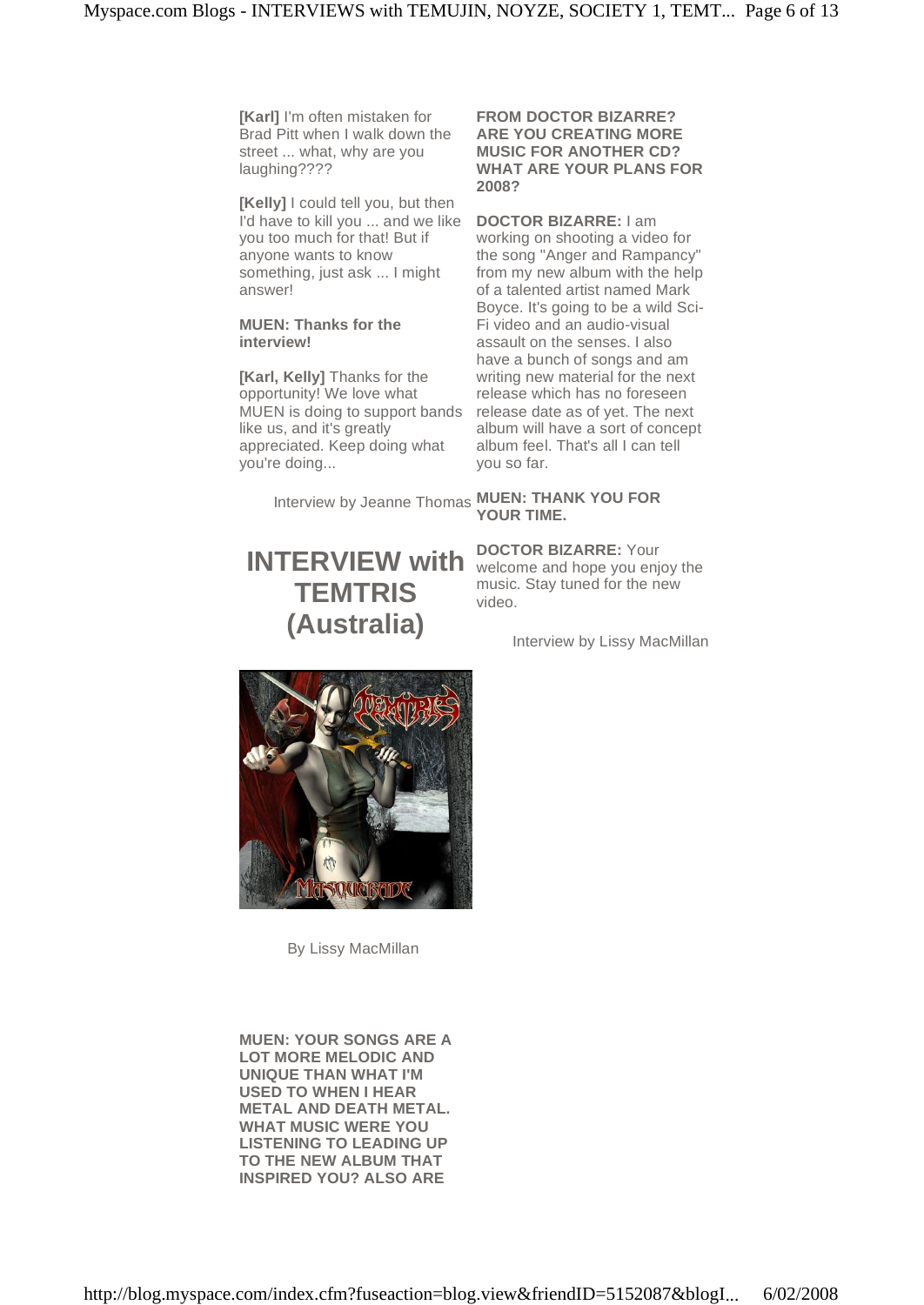**[Karl]** I'm often mistaken for Brad Pitt when I walk down the street ... what, why are you laughing????

**[Kelly]** I could tell you, but then I'd have to kill you ... and we like you too much for that! But if anyone wants to know something, just ask ... I might answer!

**MUEN: Thanks for the interview!**

**[Karl, Kelly]** Thanks for the opportunity! We love what MUEN is doing to support bands like us, and it's greatly appreciated. Keep doing what you're doing...

Interview by Jeanne Thomas

**FROM DOCTOR BIZARRE? ARE YOU CREATING MORE MUSIC FOR ANOTHER CD? WHAT ARE YOUR PLANS FOR 2008?**

**DOCTOR BIZARRE:** I am working on shooting a video for the song "Anger and Rampancy" from my new album with the help of a talented artist named Mark Boyce. It's going to be a wild Sci-Fi video and an audio-visual assault on the senses. I also have a bunch of songs and am writing new material for the next release which has no foreseen release date as of yet. The next album will have a sort of concept album feel. That's all I can tell you so far.

**MUEN: THANK YOU FOR YOUR TIME.**

**DOCTOR BIZARRE:** Your welcome and hope you enjoy the music. Stay tuned for the new video.

Interview by Lissy MacMillan

# INTERVIEW with TEMTRIS (Australia)

By Lissy MacMillan

**MUEN: YOUR SONGS ARE A LOT MORE MELODIC AND UNIQUE THAN WHAT I'M USED TO WHEN I HEAR METAL AND DEATH METAL. WHAT MUSIC WERE YOU LISTENING TO LEADING UP TO THE NEW ALBUM THAT INSPIRED YOU? ALSO ARE**